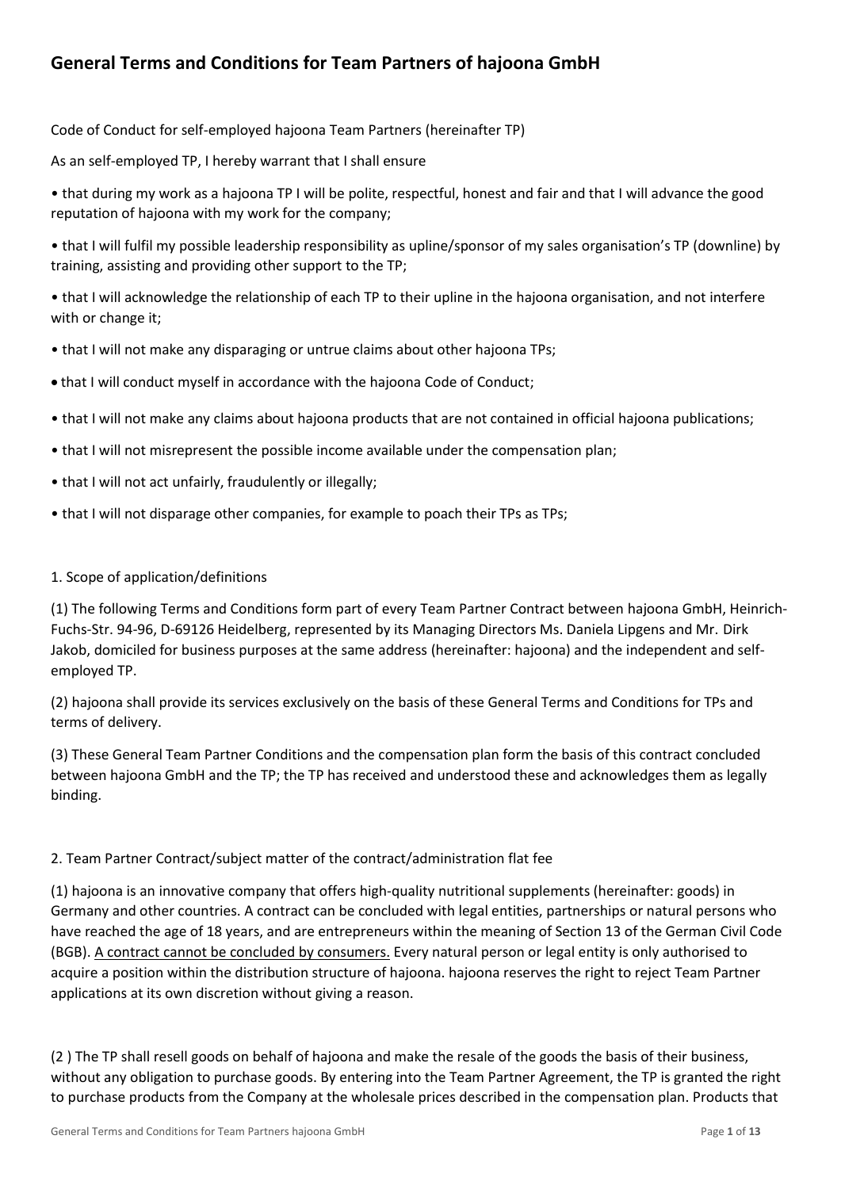# General Terms and Conditions for Team Partners of hajoona GmbH

Code of Conduct for self-employed hajoona Team Partners (hereinafter TP)

As an self-employed TP, I hereby warrant that I shall ensure

- that during my work as a hajoona TP I will be polite, respectful, honest and fair and that I will advance the good reputation of hajoona with my work for the company;
- that I will fulfil my possible leadership responsibility as upline/sponsor of my sales organisation's TP (downline) by training, assisting and providing other support to the TP;
- that I will acknowledge the relationship of each TP to their upline in the hajoona organisation, and not interfere with or change it;
- that I will not make any disparaging or untrue claims about other hajoona TPs;
- that I will conduct myself in accordance with the hajoona Code of Conduct;
- that I will not make any claims about hajoona products that are not contained in official hajoona publications;
- that I will not misrepresent the possible income available under the compensation plan;
- that I will not act unfairly, fraudulently or illegally;
- that I will not disparage other companies, for example to poach their TPs as TPs;

## 1. Scope of application/definitions

(1) The following Terms and Conditions form part of every Team Partner Contract between hajoona GmbH, Heinrich-Fuchs-Str. 94-96, D-69126 Heidelberg, represented by its Managing Directors Ms. Daniela Lipgens and Mr. Dirk Jakob, domiciled for business purposes at the same address (hereinafter: hajoona) and the independent and self-employed TP.

(2) hajoona shall provide its services exclusively on the basis of these General Terms and Conditions for TPs and terms of delivery.

(3) These General Team Partner Conditions and the compensation plan form the basis of this contract concluded between hajoona GmbH and the TP; the TP has received and understood these and acknowledges them as legally binding.

## 2. Team Partner Contract/subject matter of the contract/administration flat fee

(1) hajoona is an innovative company that offers high-quality nutritional supplements (hereinafter: goods) in Germany and other countries. A contract can be concluded with legal entities, partnerships or natural persons who have reached the age of 18 years, and are entrepreneurs within the meaning of Section 13 of the German Civil Code (BGB). <u>A contract cannot be concluded by consumers.</u> Every natural person or legal entity is only authorised to acquire a position within the distribution structure of hajoona. hajoona reserves the right to reject Team Partner applications at its own discretion without giving a reason.

(2 ) The TP shall resell goods on behalf of hajoona and make the resale of the goods the basis of their business, without any obligation to purchase goods. By entering into the Team Partner Agreement, the TP is granted the right to purchase products from the Company at the wholesale prices described in the compensation plan. Products that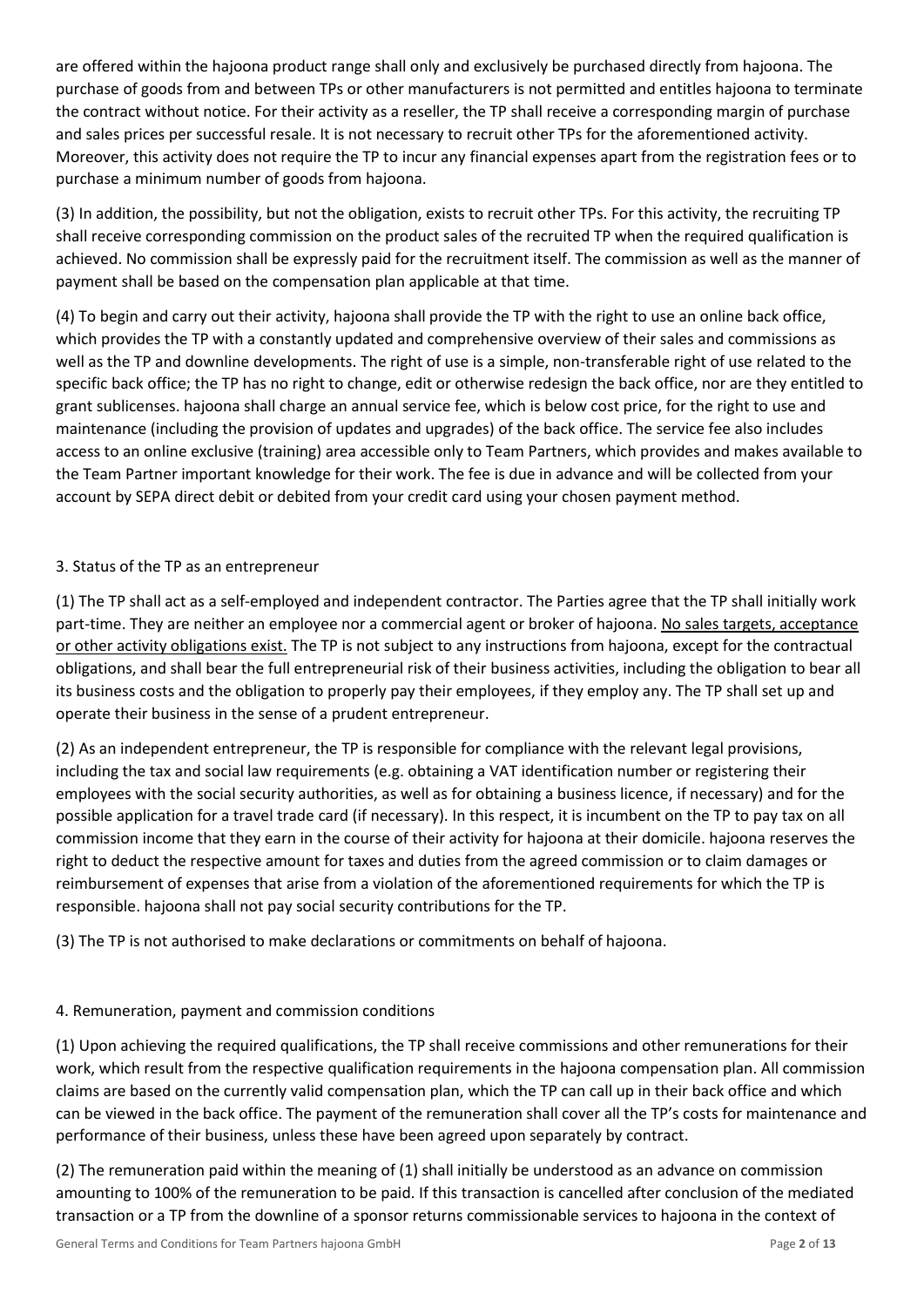are offered within the hajoona product range shall only and exclusively be purchased directly from hajoona. The purchase of goods from and between TPs or other manufacturers is not permitted and entitles hajoona to terminate the contract without notice. For their activity as a reseller, the TP shall receive a corresponding margin of purchase and sales prices per successful resale. It is not necessary to recruit other TPs for the aforementioned activity. Moreover, this activity does not require the TP to incur any financial expenses apart from the registration fees or to purchase a minimum number of goods from hajoona.

(3) In addition, the possibility, but not the obligation, exists to recruit other TPs. For this activity, the recruiting TP shall receive corresponding commission on the product sales of the recruited TP when the required qualification is achieved. No commission shall be expressly paid for the recruitment itself. The commission as well as the manner of payment shall be based on the compensation plan applicable at that time.

(4) To begin and carry out their activity, hajoona shall provide the TP with the right to use an online back office, which provides the TP with a constantly updated and comprehensive overview of their sales and commissions as well as the TP and downline developments. The right of use is a simple, non-transferable right of use related to the specific back office; the TP has no right to change, edit or otherwise redesign the back office, nor are they entitled to grant sublicenses. hajoona shall charge an annual service fee, which is below cost price, for the right to use and maintenance (including the provision of updates and upgrades) of the back office. The service fee also includes access to an online exclusive (training) area accessible only to Team Partners, which provides and makes available to the Team Partner important knowledge for their work. The fee is due in advance and will be collected from your account by SEPA direct debit or debited from your credit card using your chosen payment method.

## 3. Status of the TP as an entrepreneur

(1) The TP shall act as a self-employed and independent contractor. The Parties agree that the TP shall initially work part-time. They are neither an employee nor a commercial agent or broker of hajoona. No sales targets, acceptance or other activity obligations exist. The TP is not subject to any instructions from hajoona, except for the contractual obligations, and shall bear the full entrepreneurial risk of their business activities, including the obligation to bear all its business costs and the obligation to properly pay their employees, if they employ any. The TP shall set up and operate their business in the sense of a prudent entrepreneur.

(2) As an independent entrepreneur, the TP is responsible for compliance with the relevant legal provisions, including the tax and social law requirements (e.g. obtaining a VAT identification number or registering their employees with the social security authorities, as well as for obtaining a business licence, if necessary) and for the possible application for a travel trade card (if necessary). In this respect, it is incumbent on the TP to pay tax on all commission income that they earn in the course of their activity for hajoona at their domicile. hajoona reserves the right to deduct the respective amount for taxes and duties from the agreed commission or to claim damages or reimbursement of expenses that arise from a violation of the aforementioned requirements for which the TP is responsible. hajoona shall not pay social security contributions for the TP.

(3) The TP is not authorised to make declarations or commitments on behalf of hajoona.

## 4. Remuneration, payment and commission conditions

(1) Upon achieving the required qualifications, the TP shall receive commissions and other remunerations for their work, which result from the respective qualification requirements in the hajoona compensation plan. All commission claims are based on the currently valid compensation plan, which the TP can call up in their back office and which can be viewed in the back office. The payment of the remuneration shall cover all the TP's costs for maintenance and performance of their business, unless these have been agreed upon separately by contract.

(2) The remuneration paid within the meaning of (1) shall initially be understood as an advance on commission amounting to 100% of the remuneration to be paid. If this transaction is cancelled after conclusion of the mediated transaction or a TP from the downline of a sponsor returns commissionable services to hajoona in the context of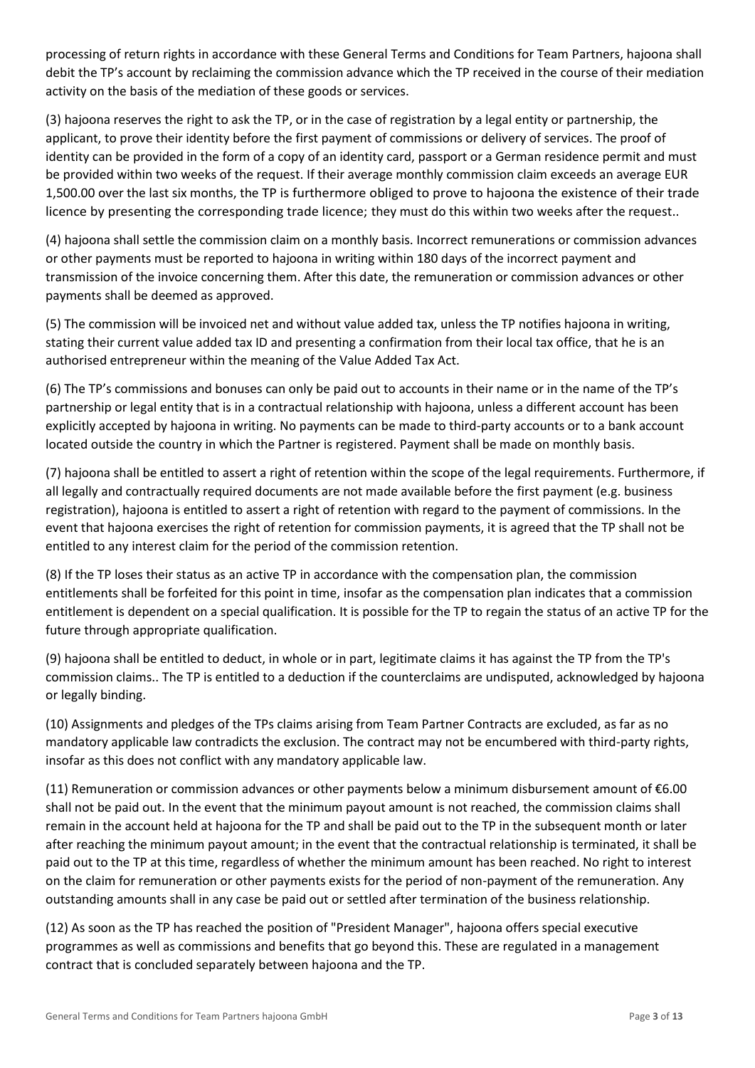processing of return rights in accordance with these General Terms and Conditions for Team Partners, hajoona shall debit the TP's account by reclaiming the commission advance which the TP received in the course of their mediation activity on the basis of the mediation of these goods or services.

(3) hajoona reserves the right to ask the TP, or in the case of registration by a legal entity or partnership, the applicant, to prove their identity before the first payment of commissions or delivery of services. The proof of identity can be provided in the form of a copy of an identity card, passport or a German residence permit and must be provided within two weeks of the request. If their average monthly commission claim exceeds an average EUR 1,500.00 over the last six months, the TP is furthermore obliged to prove to hajoona the existence of their trade licence by presenting the corresponding trade licence; they must do this within two weeks after the request..

(4) hajoona shall settle the commission claim on a monthly basis. Incorrect remunerations or commission advances or other payments must be reported to hajoona in writing within 180 days of the incorrect payment and transmission of the invoice concerning them. After this date, the remuneration or commission advances or other payments shall be deemed as approved.

(5) The commission will be invoiced net and without value added tax, unless the TP notifies hajoona in writing, stating their current value added tax ID and presenting a confirmation from their local tax office, that he is an authorised entrepreneur within the meaning of the Value Added Tax Act.

(6) The TP's commissions and bonuses can only be paid out to accounts in their name or in the name of the TP's partnership or legal entity that is in a contractual relationship with hajoona, unless a different account has been explicitly accepted by hajoona in writing. No payments can be made to third-party accounts or to a bank account located outside the country in which the Partner is registered. Payment shall be made on monthly basis.

(7) hajoona shall be entitled to assert a right of retention within the scope of the legal requirements. Furthermore, if all legally and contractually required documents are not made available before the first payment (e.g. business registration), hajoona is entitled to assert a right of retention with regard to the payment of commissions. In the event that hajoona exercises the right of retention for commission payments, it is agreed that the TP shall not be entitled to any interest claim for the period of the commission retention.

(8) If the TP loses their status as an active TP in accordance with the compensation plan, the commission entitlements shall be forfeited for this point in time, insofar as the compensation plan indicates that a commission entitlement is dependent on a special qualification. It is possible for the TP to regain the status of an active TP for the future through appropriate qualification.

(9) hajoona shall be entitled to deduct, in whole or in part, legitimate claims it has against the TP from the TP's commission claims.. The TP is entitled to a deduction if the counterclaims are undisputed, acknowledged by hajoona or legally binding.

(10) Assignments and pledges of the TPs claims arising from Team Partner Contracts are excluded, as far as no mandatory applicable law contradicts the exclusion. The contract may not be encumbered with third-party rights, insofar as this does not conflict with any mandatory applicable law.

(11) Remuneration or commission advances or other payments below a minimum disbursement amount of €6.00 shall not be paid out. In the event that the minimum payout amount is not reached, the commission claims shall remain in the account held at hajoona for the TP and shall be paid out to the TP in the subsequent month or later after reaching the minimum payout amount; in the event that the contractual relationship is terminated, it shall be paid out to the TP at this time, regardless of whether the minimum amount has been reached. No right to interest on the claim for remuneration or other payments exists for the period of non-payment of the remuneration. Any outstanding amounts shall in any case be paid out or settled after termination of the business relationship.

(12) As soon as the TP has reached the position of "President Manager", hajoona offers special executive programmes as well as commissions and benefits that go beyond this. These are regulated in a management contract that is concluded separately between hajoona and the TP.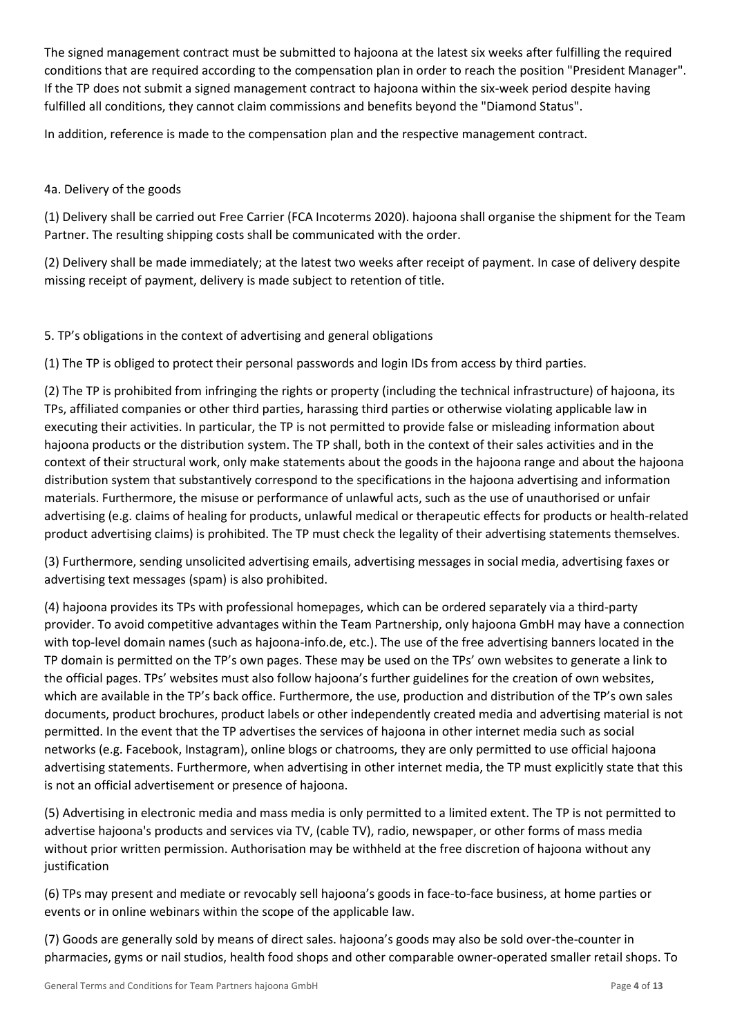The signed management contract must be submitted to hajoona at the latest six weeks after fulfilling the required conditions that are required according to the compensation plan in order to reach the position "President Manager". If the TP does not submit a signed management contract to hajoona within the six-week period despite having fulfilled all conditions, they cannot claim commissions and benefits beyond the "Diamond Status".

In addition, reference is made to the compensation plan and the respective management contract.

## 4a. Delivery of the goods

(1) Delivery shall be carried out Free Carrier (FCA Incoterms 2020). hajoona shall organise the shipment for the Team Partner. The resulting shipping costs shall be communicated with the order.

(2) Delivery shall be made immediately; at the latest two weeks after receipt of payment. In case of delivery despite missing receipt of payment, delivery is made subject to retention of title.

## 5. TP's obligations in the context of advertising and general obligations

(1) The TP is obliged to protect their personal passwords and login IDs from access by third parties.

(2) The TP is prohibited from infringing the rights or property (including the technical infrastructure) of hajoona, its TPs, affiliated companies or other third parties, harassing third parties or otherwise violating applicable law in executing their activities. In particular, the TP is not permitted to provide false or misleading information about hajoona products or the distribution system. The TP shall, both in the context of their sales activities and in the context of their structural work, only make statements about the goods in the hajoona range and about the hajoona distribution system that substantively correspond to the specifications in the hajoona advertising and information materials. Furthermore, the misuse or performance of unlawful acts, such as the use of unauthorised or unfair advertising (e.g. claims of healing for products, unlawful medical or therapeutic effects for products or health-related product advertising claims) is prohibited. The TP must check the legality of their advertising statements themselves.

(3) Furthermore, sending unsolicited advertising emails, advertising messages in social media, advertising faxes or advertising text messages (spam) is also prohibited.

(4) hajoona provides its TPs with professional homepages, which can be ordered separately via a third-party provider. To avoid competitive advantages within the Team Partnership, only hajoona GmbH may have a connection with top-level domain names (such as hajoona-info.de, etc.). The use of the free advertising banners located in the TP domain is permitted on the TP's own pages. These may be used on the TPs' own websites to generate a link to the official pages. TPs' websites must also follow hajoona's further guidelines for the creation of own websites, which are available in the TP's back office. Furthermore, the use, production and distribution of the TP's own sales documents, product brochures, product labels or other independently created media and advertising material is not permitted. In the event that the TP advertises the services of hajoona in other internet media such as social networks (e.g. Facebook, Instagram), online blogs or chatrooms, they are only permitted to use official hajoona advertising statements. Furthermore, when advertising in other internet media, the TP must explicitly state that this is not an official advertisement or presence of hajoona.

(5) Advertising in electronic media and mass media is only permitted to a limited extent. The TP is not permitted to advertise hajoona's products and services via TV, (cable TV), radio, newspaper, or other forms of mass media without prior written permission. Authorisation may be withheld at the free discretion of hajoona without any justification

(6) TPs may present and mediate or revocably sell hajoona's goods in face-to-face business, at home parties or events or in online webinars within the scope of the applicable law.

(7) Goods are generally sold by means of direct sales. hajoona's goods may also be sold over-the-counter in pharmacies, gyms or nail studios, health food shops and other comparable owner-operated smaller retail shops. To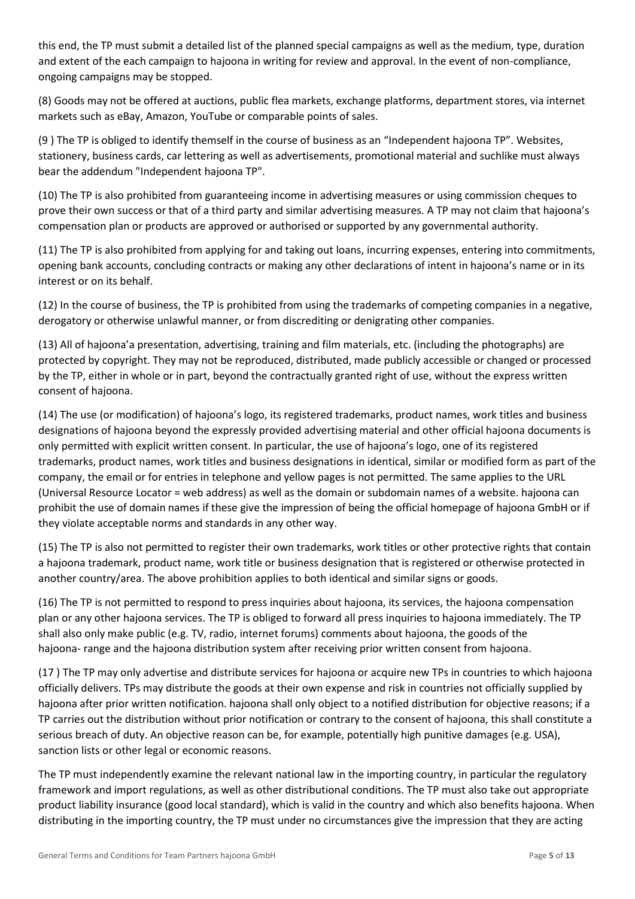this end, the TP must submit a detailed list of the planned special campaigns as well as the medium, type, duration and extent of the each campaign to hajoona in writing for review and approval. In the event of non-compliance, ongoing campaigns may be stopped.

(8) Goods may not be offered at auctions, public flea markets, exchange platforms, department stores, via internet markets such as eBay, Amazon, YouTube or comparable points of sales.

(9 ) The TP is obliged to identify themself in the course of business as an "Independent hajoona TP". Websites, stationery, business cards, car lettering as well as advertisements, promotional material and suchlike must always bear the addendum "Independent hajoona TP".

(10) The TP is also prohibited from guaranteeing income in advertising measures or using commission cheques to prove their own success or that of a third party and similar advertising measures. A TP may not claim that hajoona's compensation plan or products are approved or authorised or supported by any governmental authority.

(11) The TP is also prohibited from applying for and taking out loans, incurring expenses, entering into commitments, opening bank accounts, concluding contracts or making any other declarations of intent in hajoona's name or in its interest or on its behalf.

(12) In the course of business, the TP is prohibited from using the trademarks of competing companies in a negative, derogatory or otherwise unlawful manner, or from discrediting or denigrating other companies.

(13) All of hajoona'a presentation, advertising, training and film materials, etc. (including the photographs) are protected by copyright. They may not be reproduced, distributed, made publicly accessible or changed or processed by the TP, either in whole or in part, beyond the contractually granted right of use, without the express written consent of hajoona.

(14) The use (or modification) of hajoona's logo, its registered trademarks, product names, work titles and business designations of hajoona beyond the expressly provided advertising material and other official hajoona documents is only permitted with explicit written consent. In particular, the use of hajoona's logo, one of its registered trademarks, product names, work titles and business designations in identical, similar or modified form as part of the company, the email or for entries in telephone and yellow pages is not permitted. The same applies to the URL (Universal Resource Locator = web address) as well as the domain or subdomain names of a website. hajoona can prohibit the use of domain names if these give the impression of being the official homepage of hajoona GmbH or if they violate acceptable norms and standards in any other way.

(15) The TP is also not permitted to register their own trademarks, work titles or other protective rights that contain a hajoona trademark, product name, work title or business designation that is registered or otherwise protected in another country/area. The above prohibition applies to both identical and similar signs or goods.

(16) The TP is not permitted to respond to press inquiries about hajoona, its services, the hajoona compensation plan or any other hajoona services. The TP is obliged to forward all press inquiries to hajoona immediately. The TP shall also only make public (e.g. TV, radio, internet forums) comments about hajoona, the goods of the hajoona- range and the hajoona distribution system after receiving prior written consent from hajoona.

(17 ) The TP may only advertise and distribute services for hajoona or acquire new TPs in countries to which hajoona officially delivers. TPs may distribute the goods at their own expense and risk in countries not officially supplied by hajoona after prior written notification. hajoona shall only object to a notified distribution for objective reasons; if a TP carries out the distribution without prior notification or contrary to the consent of hajoona, this shall constitute a serious breach of duty. An objective reason can be, for example, potentially high punitive damages (e.g. USA), sanction lists or other legal or economic reasons.

The TP must independently examine the relevant national law in the importing country, in particular the regulatory framework and import regulations, as well as other distributional conditions. The TP must also take out appropriate product liability insurance (good local standard), which is valid in the country and which also benefits hajoona. When distributing in the importing country, the TP must under no circumstances give the impression that they are acting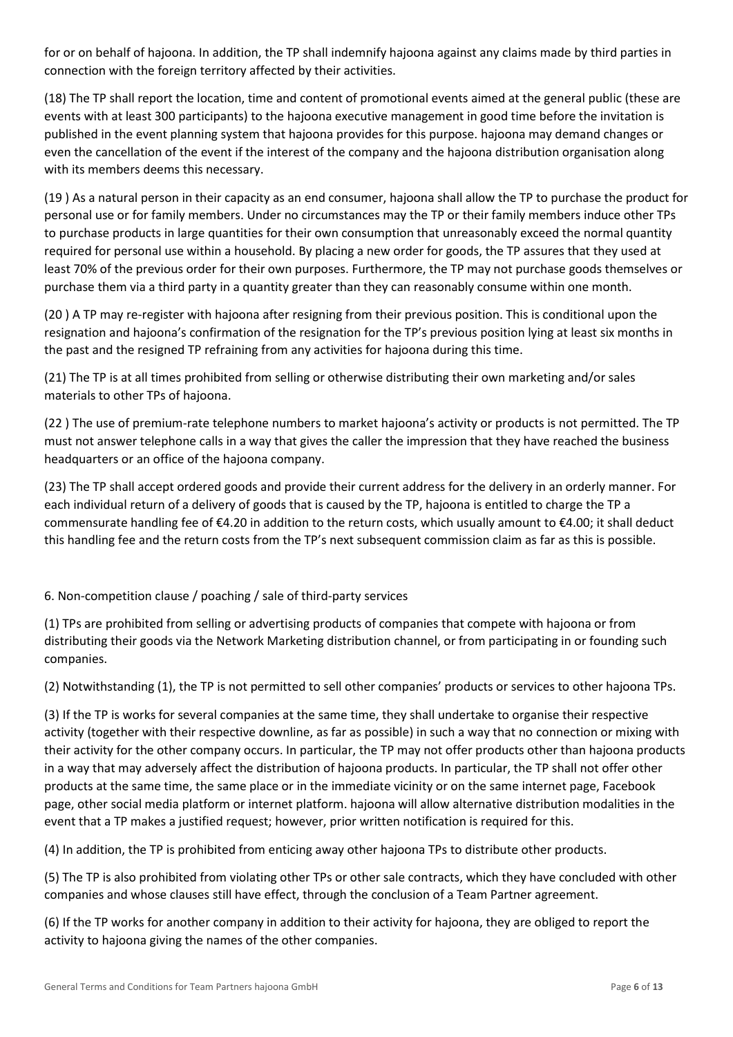for or on behalf of hajoona. In addition, the TP shall indemnify hajoona against any claims made by third parties in connection with the foreign territory affected by their activities.

(18) The TP shall report the location, time and content of promotional events aimed at the general public (these are events with at least 300 participants) to the hajoona executive management in good time before the invitation is published in the event planning system that hajoona provides for this purpose. hajoona may demand changes or even the cancellation of the event if the interest of the company and the hajoona distribution organisation along with its members deems this necessary.

(19 ) As a natural person in their capacity as an end consumer, hajoona shall allow the TP to purchase the product for personal use or for family members. Under no circumstances may the TP or their family members induce other TPs to purchase products in large quantities for their own consumption that unreasonably exceed the normal quantity required for personal use within a household. By placing a new order for goods, the TP assures that they used at least 70% of the previous order for their own purposes. Furthermore, the TP may not purchase goods themselves or purchase them via a third party in a quantity greater than they can reasonably consume within one month.

(20 ) A TP may re-register with hajoona after resigning from their previous position. This is conditional upon the resignation and hajoona's confirmation of the resignation for the TP's previous position lying at least six months in the past and the resigned TP refraining from any activities for hajoona during this time.

(21) The TP is at all times prohibited from selling or otherwise distributing their own marketing and/or sales materials to other TPs of hajoona.

(22 ) The use of premium-rate telephone numbers to market hajoona's activity or products is not permitted. The TP must not answer telephone calls in a way that gives the caller the impression that they have reached the business headquarters or an office of the hajoona company.

(23) The TP shall accept ordered goods and provide their current address for the delivery in an orderly manner. For each individual return of a delivery of goods that is caused by the TP, hajoona is entitled to charge the TP a commensurate handling fee of €4.20 in addition to the return costs, which usually amount to €4.00; it shall deduct this handling fee and the return costs from the TP's next subsequent commission claim as far as this is possible.

6. Non-competition clause / poaching / sale of third-party services

(1) TPs are prohibited from selling or advertising products of companies that compete with hajoona or from distributing their goods via the Network Marketing distribution channel, or from participating in or founding such companies.

(2) Notwithstanding (1), the TP is not permitted to sell other companies' products or services to other hajoona TPs.

(3) If the TP is works for several companies at the same time, they shall undertake to organise their respective activity (together with their respective downline, as far as possible) in such a way that no connection or mixing with their activity for the other company occurs. In particular, the TP may not offer products other than hajoona products in a way that may adversely affect the distribution of hajoona products. In particular, the TP shall not offer other products at the same time, the same place or in the immediate vicinity or on the same internet page, Facebook page, other social media platform or internet platform. hajoona will allow alternative distribution modalities in the event that a TP makes a justified request; however, prior written notification is required for this.

(4) In addition, the TP is prohibited from enticing away other hajoona TPs to distribute other products.

(5) The TP is also prohibited from violating other TPs or other sale contracts, which they have concluded with other companies and whose clauses still have effect, through the conclusion of a Team Partner agreement.

(6) If the TP works for another company in addition to their activity for hajoona, they are obliged to report the activity to hajoona giving the names of the other companies.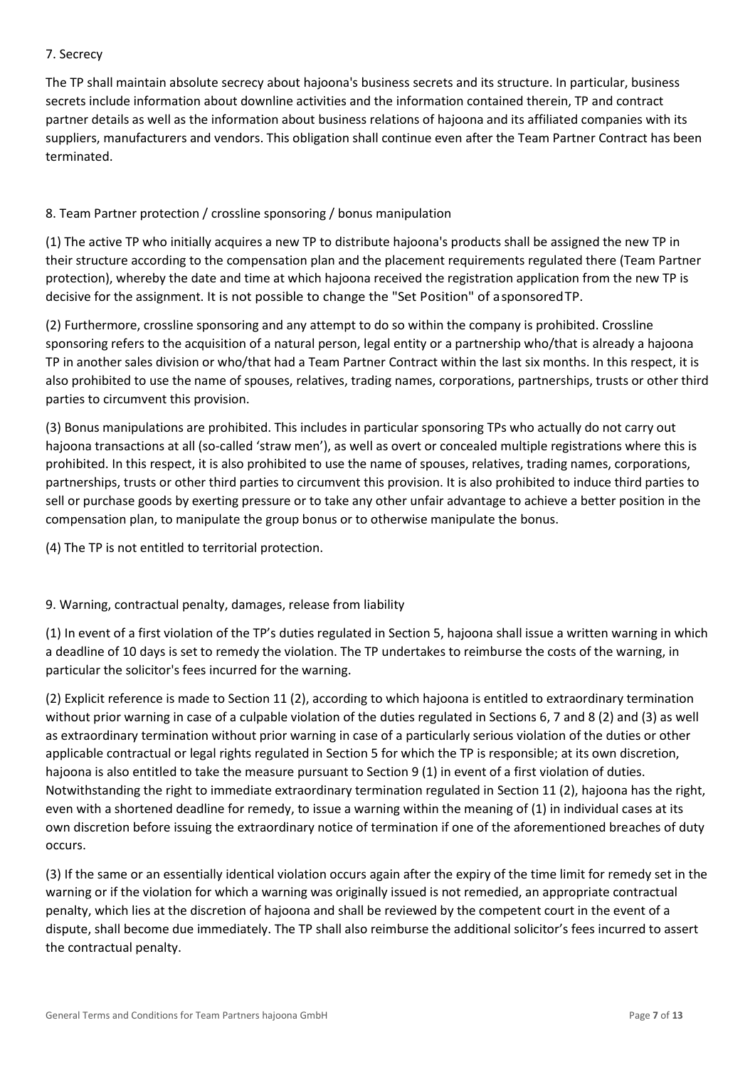## 7. Secrecy

The TP shall maintain absolute secrecy about hajoona's business secrets and its structure. In particular, business secrets include information about downline activities and the information contained therein, TP and contract partner details as well as the information about business relations of hajoona and its affiliated companies with its suppliers, manufacturers and vendors. This obligation shall continue even after the Team Partner Contract has been terminated.

## 8. Team Partner protection / crossline sponsoring / bonus manipulation

(1) The active TP who initially acquires a new TP to distribute hajoona's products shall be assigned the new TP in their structure according to the compensation plan and the placement requirements regulated there (Team Partner protection), whereby the date and time at which hajoona received the registration application from the new TP is decisive for the assignment. It is not possible to change the "Set Position" of a sponsored TP.

(2) Furthermore, crossline sponsoring and any attempt to do so within the company is prohibited. Crossline sponsoring refers to the acquisition of a natural person, legal entity or a partnership who/that is already a hajoona TP in another sales division or who/that had a Team Partner Contract within the last six months. In this respect, it is also prohibited to use the name of spouses, relatives, trading names, corporations, partnerships, trusts or other third parties to circumvent this provision.

(3) Bonus manipulations are prohibited. This includes in particular sponsoring TPs who actually do not carry out hajoona transactions at all (so-called 'straw men'), as well as overt or concealed multiple registrations where this is prohibited. In this respect, it is also prohibited to use the name of spouses, relatives, trading names, corporations, partnerships, trusts or other third parties to circumvent this provision. It is also prohibited to induce third parties to sell or purchase goods by exerting pressure or to take any other unfair advantage to achieve a better position in the compensation plan, to manipulate the group bonus or to otherwise manipulate the bonus.

(4) The TP is not entitled to territorial protection.

## 9. Warning, contractual penalty, damages, release from liability

(1) In event of a first violation of the TP's duties regulated in Section 5, hajoona shall issue a written warning in which a deadline of 10 days is set to remedy the violation. The TP undertakes to reimburse the costs of the warning, in particular the solicitor's fees incurred for the warning.

(2) Explicit reference is made to Section 11 (2), according to which hajoona is entitled to extraordinary termination without prior warning in case of a culpable violation of the duties regulated in Sections 6, 7 and 8 (2) and (3) as well as extraordinary termination without prior warning in case of a particularly serious violation of the duties or other applicable contractual or legal rights regulated in Section 5 for which the TP is responsible; at its own discretion, hajoona is also entitled to take the measure pursuant to Section 9 (1) in event of a first violation of duties. Notwithstanding the right to immediate extraordinary termination regulated in Section 11 (2), hajoona has the right, even with a shortened deadline for remedy, to issue a warning within the meaning of (1) in individual cases at its own discretion before issuing the extraordinary notice of termination if one of the aforementioned breaches of duty occurs.

(3) If the same or an essentially identical violation occurs again after the expiry of the time limit for remedy set in the warning or if the violation for which a warning was originally issued is not remedied, an appropriate contractual penalty, which lies at the discretion of hajoona and shall be reviewed by the competent court in the event of a dispute, shall become due immediately. The TP shall also reimburse the additional solicitor's fees incurred to assert the contractual penalty.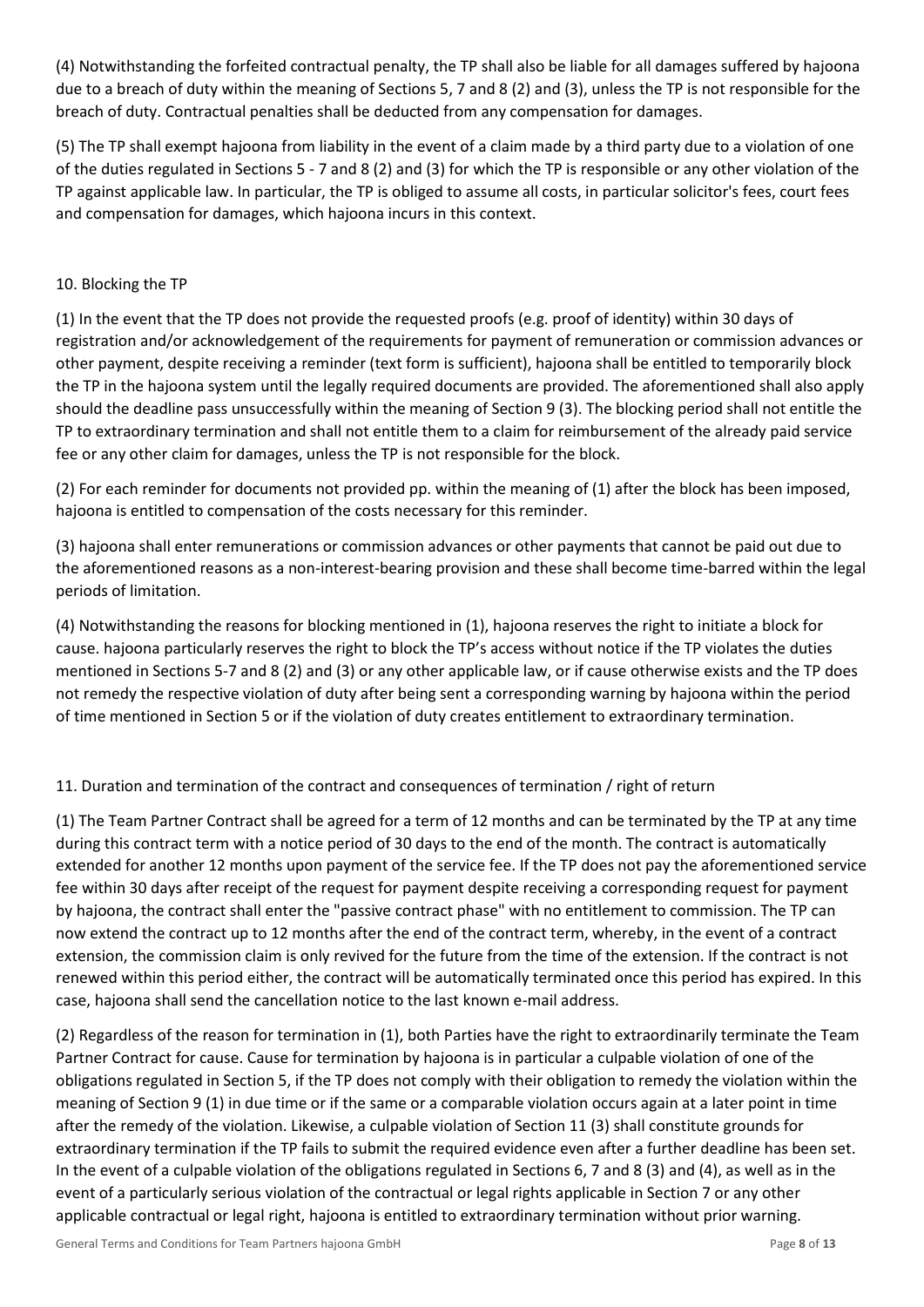(4) Notwithstanding the forfeited contractual penalty, the TP shall also be liable for all damages suffered by hajoona due to a breach of duty within the meaning of Sections 5, 7 and 8 (2) and (3), unless the TP is not responsible for the breach of duty. Contractual penalties shall be deducted from any compensation for damages.

(5) The TP shall exempt hajoona from liability in the event of a claim made by a third party due to a violation of one of the duties regulated in Sections 5 - 7 and 8 (2) and (3) for which the TP is responsible or any other violation of the TP against applicable law. In particular, the TP is obliged to assume all costs, in particular solicitor's fees, court fees and compensation for damages, which hajoona incurs in this context.

## 10. Blocking the TP

(1) In the event that the TP does not provide the requested proofs (e.g. proof of identity) within 30 days of registration and/or acknowledgement of the requirements for payment of remuneration or commission advances or other payment, despite receiving a reminder (text form is sufficient), hajoona shall be entitled to temporarily block the TP in the hajoona system until the legally required documents are provided. The aforementioned shall also apply should the deadline pass unsuccessfully within the meaning of Section 9 (3). The blocking period shall not entitle the TP to extraordinary termination and shall not entitle them to a claim for reimbursement of the already paid service fee or any other claim for damages, unless the TP is not responsible for the block.

(2) For each reminder for documents not provided pp. within the meaning of (1) after the block has been imposed, hajoona is entitled to compensation of the costs necessary for this reminder.

(3) hajoona shall enter remunerations or commission advances or other payments that cannot be paid out due to the aforementioned reasons as a non-interest-bearing provision and these shall become time-barred within the legal periods of limitation.

(4) Notwithstanding the reasons for blocking mentioned in (1), hajoona reserves the right to initiate a block for cause. hajoona particularly reserves the right to block the TP's access without notice if the TP violates the duties mentioned in Sections 5-7 and 8 (2) and (3) or any other applicable law, or if cause otherwise exists and the TP does not remedy the respective violation of duty after being sent a corresponding warning by hajoona within the period of time mentioned in Section 5 or if the violation of duty creates entitlement to extraordinary termination.

## 11. Duration and termination of the contract and consequences of termination / right of return

(1) The Team Partner Contract shall be agreed for a term of 12 months and can be terminated by the TP at any time during this contract term with a notice period of 30 days to the end of the month. The contract is automatically extended for another 12 months upon payment of the service fee. If the TP does not pay the aforementioned service fee within 30 days after receipt of the request for payment despite receiving a corresponding request for payment by hajoona, the contract shall enter the "passive contract phase" with no entitlement to commission. The TP can now extend the contract up to 12 months after the end of the contract term, whereby, in the event of a contract extension, the commission claim is only revived for the future from the time of the extension. If the contract is not renewed within this period either, the contract will be automatically terminated once this period has expired. In this case, hajoona shall send the cancellation notice to the last known e-mail address.

(2) Regardless of the reason for termination in (1), both Parties have the right to extraordinarily terminate the Team Partner Contract for cause. Cause for termination by hajoona is in particular a culpable violation of one of the obligations regulated in Section 5, if the TP does not comply with their obligation to remedy the violation within the meaning of Section 9 (1) in due time or if the same or a comparable violation occurs again at a later point in time after the remedy of the violation. Likewise, a culpable violation of Section 11 (3) shall constitute grounds for extraordinary termination if the TP fails to submit the required evidence even after a further deadline has been set. In the event of a culpable violation of the obligations regulated in Sections 6, 7 and 8 (3) and (4), as well as in the event of a particularly serious violation of the contractual or legal rights applicable in Section 7 or any other applicable contractual or legal right, hajoona is entitled to extraordinary termination without prior warning.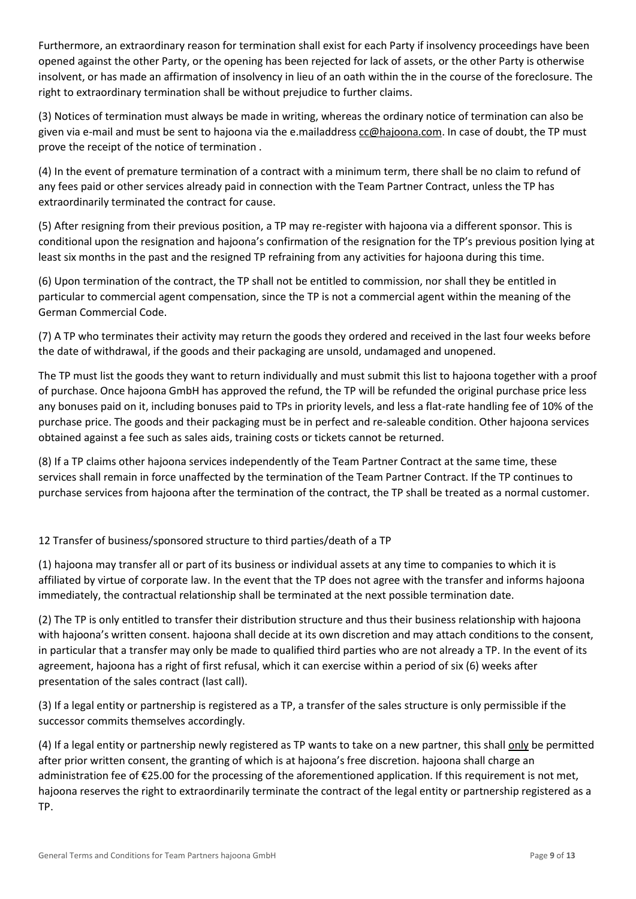Furthermore, an extraordinary reason for termination shall exist for each Party if insolvency proceedings have been opened against the other Party, or the opening has been rejected for lack of assets, or the other Party is otherwise insolvent, or has made an affirmation of insolvency in lieu of an oath within the in the course of the foreclosure. The right to extraordinary termination shall be without prejudice to further claims.

(3) Notices of termination must always be made in writing, whereas the ordinary notice of termination can also be given via e-mail and must be sent to hajoona via the e.mailaddress cc@hajoona.com. In case of doubt, the TP must prove the receipt of the notice of termination .

(4) In the event of premature termination of a contract with a minimum term, there shall be no claim to refund of any fees paid or other services already paid in connection with the Team Partner Contract, unless the TP has extraordinarily terminated the contract for cause.

(5) After resigning from their previous position, a TP may re-register with hajoona via a different sponsor. This is conditional upon the resignation and hajoona's confirmation of the resignation for the TP's previous position lying at least six months in the past and the resigned TP refraining from any activities for hajoona during this time.

(6) Upon termination of the contract, the TP shall not be entitled to commission, nor shall they be entitled in particular to commercial agent compensation, since the TP is not a commercial agent within the meaning of the German Commercial Code.

(7) A TP who terminates their activity may return the goods they ordered and received in the last four weeks before the date of withdrawal, if the goods and their packaging are unsold, undamaged and unopened.

The TP must list the goods they want to return individually and must submit this list to hajoona together with a proof of purchase. Once hajoona GmbH has approved the refund, the TP will be refunded the original purchase price less any bonuses paid on it, including bonuses paid to TPs in priority levels, and less a flat-rate handling fee of 10% of the purchase price. The goods and their packaging must be in perfect and re-saleable condition. Other hajoona services obtained against a fee such as sales aids, training costs or tickets cannot be returned.

(8) If a TP claims other hajoona services independently of the Team Partner Contract at the same time, these services shall remain in force unaffected by the termination of the Team Partner Contract. If the TP continues to purchase services from hajoona after the termination of the contract, the TP shall be treated as a normal customer.

## 12 Transfer of business/sponsored structure to third parties/death of a TP

(1) hajoona may transfer all or part of its business or individual assets at any time to companies to which it is affiliated by virtue of corporate law. In the event that the TP does not agree with the transfer and informs hajoona immediately, the contractual relationship shall be terminated at the next possible termination date.

(2) The TP is only entitled to transfer their distribution structure and thus their business relationship with hajoona with hajoona's written consent. hajoona shall decide at its own discretion and may attach conditions to the consent, in particular that a transfer may only be made to qualified third parties who are not already a TP. In the event of its agreement, hajoona has a right of first refusal, which it can exercise within a period of six (6) weeks after presentation of the sales contract (last call).

(3) If a legal entity or partnership is registered as a TP, a transfer of the sales structure is only permissible if the successor commits themselves accordingly.

(4) If a legal entity or partnership newly registered as TP wants to take on a new partner, this shall only be permitted after prior written consent, the granting of which is at hajoona's free discretion. hajoona shall charge an administration fee of €25.00 for the processing of the aforementioned application. If this requirement is not met, hajoona reserves the right to extraordinarily terminate the contract of the legal entity or partnership registered as a TP.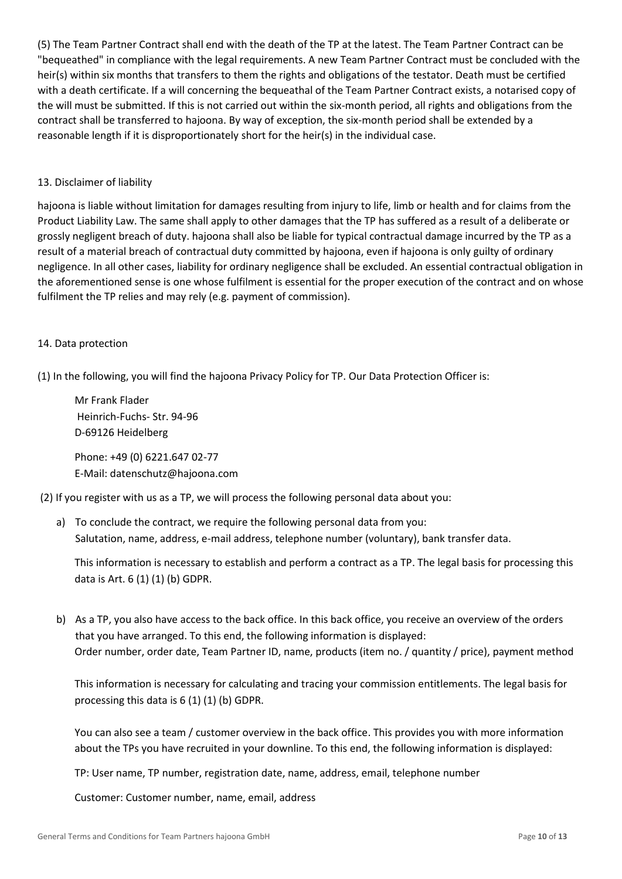(5) The Team Partner Contract shall end with the death of the TP at the latest. The Team Partner Contract can be "bequeathed" in compliance with the legal requirements. A new Team Partner Contract must be concluded with the heir(s) within six months that transfers to them the rights and obligations of the testator. Death must be certified with a death certificate. If a will concerning the bequeathal of the Team Partner Contract exists, a notarised copy of the will must be submitted. If this is not carried out within the six-month period, all rights and obligations from the contract shall be transferred to hajoona. By way of exception, the six-month period shall be extended by a reasonable length if it is disproportionately short for the heir(s) in the individual case.

## 13. Disclaimer of liability

hajoona is liable without limitation for damages resulting from injury to life, limb or health and for claims from the Product Liability Law. The same shall apply to other damages that the TP has suffered as a result of a deliberate or grossly negligent breach of duty. hajoona shall also be liable for typical contractual damage incurred by the TP as a result of a material breach of contractual duty committed by hajoona, even if hajoona is only guilty of ordinary negligence. In all other cases, liability for ordinary negligence shall be excluded. An essential contractual obligation in the aforementioned sense is one whose fulfilment is essential for the proper execution of the contract and on whose fulfilment the TP relies and may rely (e.g. payment of commission).

## 14. Data protection

(1) In the following, you will find the hajoona Privacy Policy for TP. Our Data Protection Officer is:

Mr Frank Flader
Heinrich-Fuchs- Str. 94-96
D-69126 Heidelberg

Phone: +49 (0) 6221.647 02-77
E-Mail: datenschutz@hajoona.com

(2) If you register with us as a TP, we will process the following personal data about you:

a) To conclude the contract, we require the following personal data from you:
Salutation, name, address, e-mail address, telephone number (voluntary), bank transfer data.

This information is necessary to establish and perform a contract as a TP. The legal basis for processing this data is Art. 6 (1) (1) (b) GDPR.

b) As a TP, you also have access to the back office. In this back office, you receive an overview of the orders that you have arranged. To this end, the following information is displayed:
Order number, order date, Team Partner ID, name, products (item no. / quantity / price), payment method

This information is necessary for calculating and tracing your commission entitlements. The legal basis for processing this data is 6 (1) (1) (b) GDPR.

You can also see a team / customer overview in the back office. This provides you with more information about the TPs you have recruited in your downline. To this end, the following information is displayed:

TP: User name, TP number, registration date, name, address, email, telephone number

Customer: Customer number, name, email, address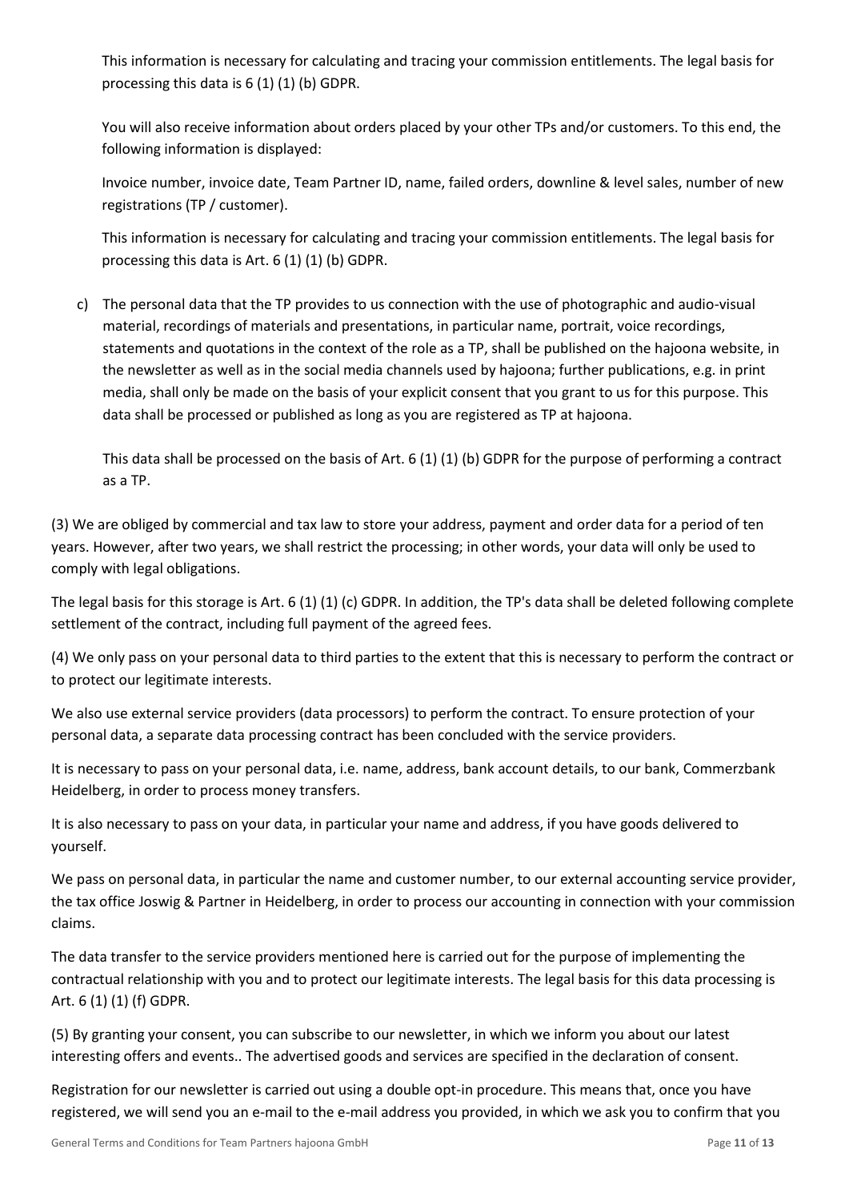This information is necessary for calculating and tracing your commission entitlements. The legal basis for processing this data is 6 (1) (1) (b) GDPR.

You will also receive information about orders placed by your other TPs and/or customers. To this end, the following information is displayed:

Invoice number, invoice date, Team Partner ID, name, failed orders, downline & level sales, number of new registrations (TP / customer).

This information is necessary for calculating and tracing your commission entitlements. The legal basis for processing this data is Art. 6 (1) (1) (b) GDPR.

c) The personal data that the TP provides to us connection with the use of photographic and audio-visual material, recordings of materials and presentations, in particular name, portrait, voice recordings, statements and quotations in the context of the role as a TP, shall be published on the hajoona website, in the newsletter as well as in the social media channels used by hajoona; further publications, e.g. in print media, shall only be made on the basis of your explicit consent that you grant to us for this purpose. This data shall be processed or published as long as you are registered as TP at hajoona.

   This data shall be processed on the basis of Art. 6 (1) (1) (b) GDPR for the purpose of performing a contract as a TP.

(3) We are obliged by commercial and tax law to store your address, payment and order data for a period of ten years. However, after two years, we shall restrict the processing; in other words, your data will only be used to comply with legal obligations.

The legal basis for this storage is Art. 6 (1) (1) (c) GDPR. In addition, the TP's data shall be deleted following complete settlement of the contract, including full payment of the agreed fees.

(4) We only pass on your personal data to third parties to the extent that this is necessary to perform the contract or to protect our legitimate interests.

We also use external service providers (data processors) to perform the contract. To ensure protection of your personal data, a separate data processing contract has been concluded with the service providers.

It is necessary to pass on your personal data, i.e. name, address, bank account details, to our bank, Commerzbank Heidelberg, in order to process money transfers.

It is also necessary to pass on your data, in particular your name and address, if you have goods delivered to yourself.

We pass on personal data, in particular the name and customer number, to our external accounting service provider, the tax office Joswig & Partner in Heidelberg, in order to process our accounting in connection with your commission claims.

The data transfer to the service providers mentioned here is carried out for the purpose of implementing the contractual relationship with you and to protect our legitimate interests. The legal basis for this data processing is Art. 6 (1) (1) (f) GDPR.

(5) By granting your consent, you can subscribe to our newsletter, in which we inform you about our latest interesting offers and events.. The advertised goods and services are specified in the declaration of consent.

Registration for our newsletter is carried out using a double opt-in procedure. This means that, once you have registered, we will send you an e-mail to the e-mail address you provided, in which we ask you to confirm that you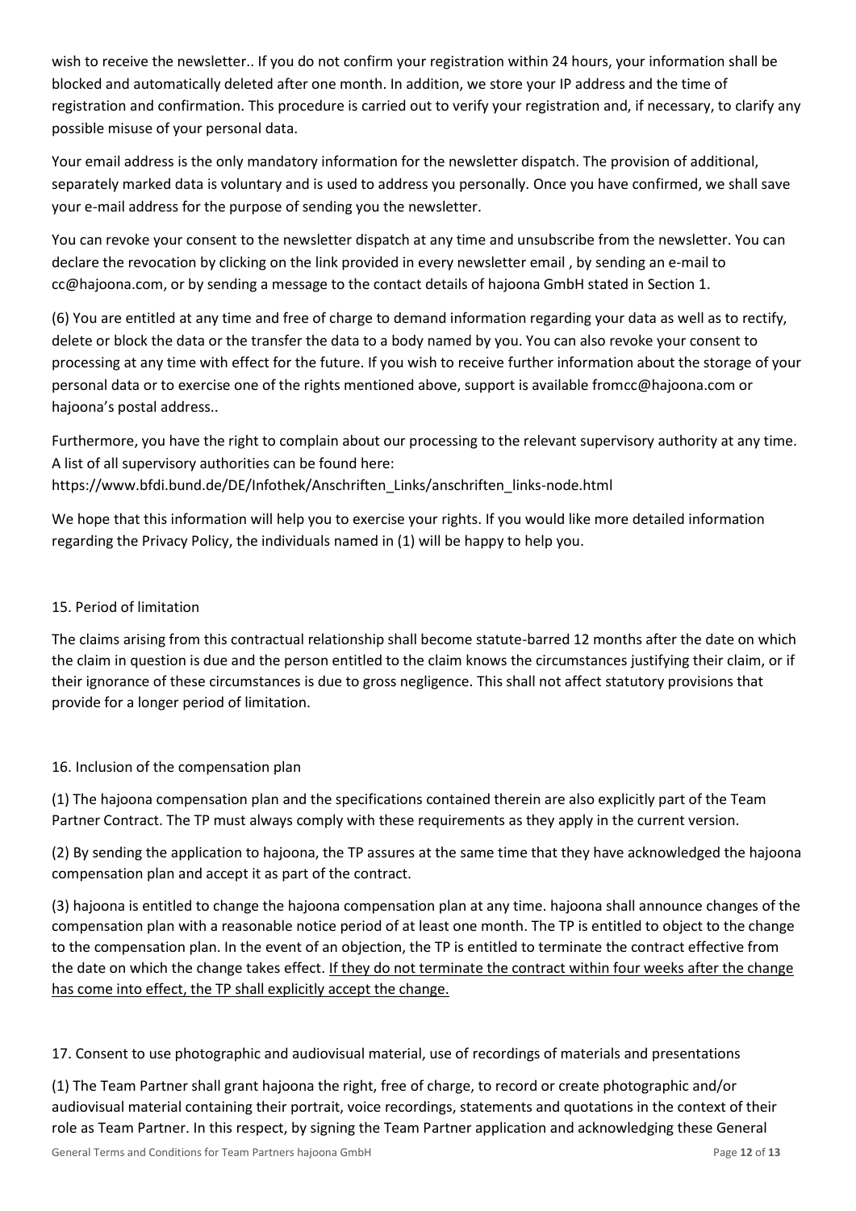wish to receive the newsletter.. If you do not confirm your registration within 24 hours, your information shall be blocked and automatically deleted after one month. In addition, we store your IP address and the time of registration and confirmation. This procedure is carried out to verify your registration and, if necessary, to clarify any possible misuse of your personal data.

Your email address is the only mandatory information for the newsletter dispatch. The provision of additional, separately marked data is voluntary and is used to address you personally. Once you have confirmed, we shall save your e-mail address for the purpose of sending you the newsletter.

You can revoke your consent to the newsletter dispatch at any time and unsubscribe from the newsletter. You can declare the revocation by clicking on the link provided in every newsletter email , by sending an e-mail to cc@hajoona.com, or by sending a message to the contact details of hajoona GmbH stated in Section 1.

(6) You are entitled at any time and free of charge to demand information regarding your data as well as to rectify, delete or block the data or the transfer the data to a body named by you. You can also revoke your consent to processing at any time with effect for the future. If you wish to receive further information about the storage of your personal data or to exercise one of the rights mentioned above, support is available fromcc@hajoona.com or hajoona's postal address..

Furthermore, you have the right to complain about our processing to the relevant supervisory authority at any time. A list of all supervisory authorities can be found here: https://www.bfdi.bund.de/DE/Infothek/Anschriften_Links/anschriften_links-node.html

We hope that this information will help you to exercise your rights. If you would like more detailed information regarding the Privacy Policy, the individuals named in (1) will be happy to help you.

## 15. Period of limitation

The claims arising from this contractual relationship shall become statute-barred 12 months after the date on which the claim in question is due and the person entitled to the claim knows the circumstances justifying their claim, or if their ignorance of these circumstances is due to gross negligence. This shall not affect statutory provisions that provide for a longer period of limitation.

## 16. Inclusion of the compensation plan

(1) The hajoona compensation plan and the specifications contained therein are also explicitly part of the Team Partner Contract. The TP must always comply with these requirements as they apply in the current version.

(2) By sending the application to hajoona, the TP assures at the same time that they have acknowledged the hajoona compensation plan and accept it as part of the contract.

(3) hajoona is entitled to change the hajoona compensation plan at any time. hajoona shall announce changes of the compensation plan with a reasonable notice period of at least one month. The TP is entitled to object to the change to the compensation plan. In the event of an objection, the TP is entitled to terminate the contract effective from the date on which the change takes effect. <u>If they do not terminate the contract within four weeks after the change has come into effect, the TP shall explicitly accept the change.</u>

## 17. Consent to use photographic and audiovisual material, use of recordings of materials and presentations

(1) The Team Partner shall grant hajoona the right, free of charge, to record or create photographic and/or audiovisual material containing their portrait, voice recordings, statements and quotations in the context of their role as Team Partner. In this respect, by signing the Team Partner application and acknowledging these General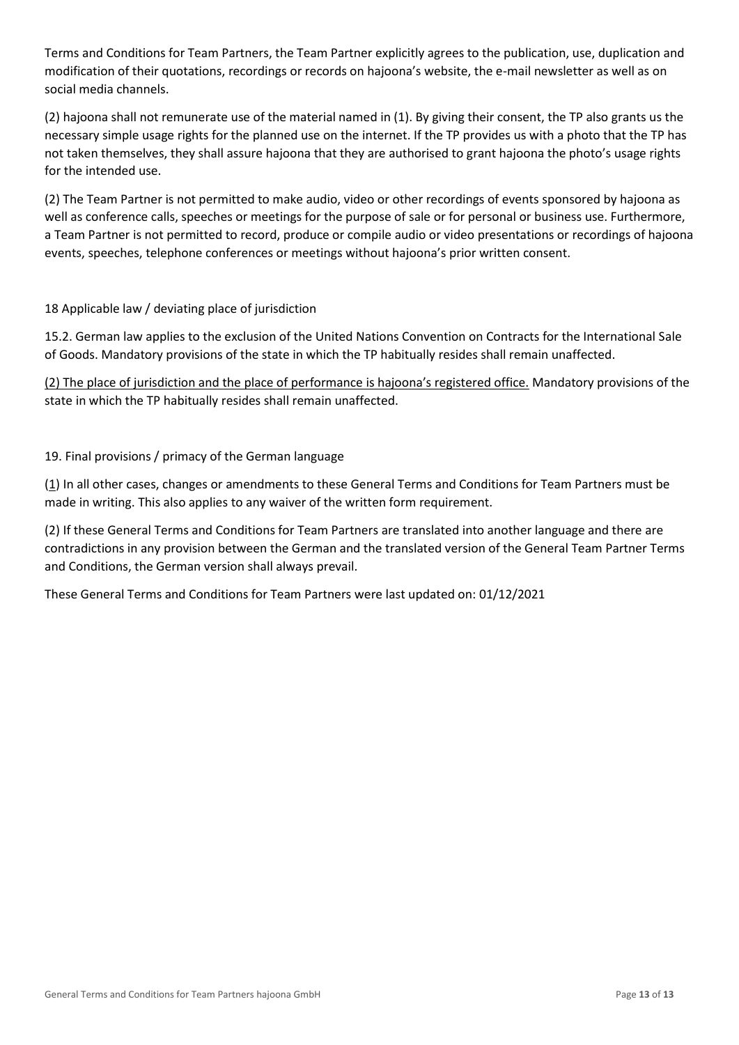Terms and Conditions for Team Partners, the Team Partner explicitly agrees to the publication, use, duplication and modification of their quotations, recordings or records on hajoona's website, the e-mail newsletter as well as on social media channels.

(2) hajoona shall not remunerate use of the material named in (1). By giving their consent, the TP also grants us the necessary simple usage rights for the planned use on the internet. If the TP provides us with a photo that the TP has not taken themselves, they shall assure hajoona that they are authorised to grant hajoona the photo's usage rights for the intended use.

(2) The Team Partner is not permitted to make audio, video or other recordings of events sponsored by hajoona as well as conference calls, speeches or meetings for the purpose of sale or for personal or business use. Furthermore, a Team Partner is not permitted to record, produce or compile audio or video presentations or recordings of hajoona events, speeches, telephone conferences or meetings without hajoona's prior written consent.

## 18 Applicable law / deviating place of jurisdiction

15.2. German law applies to the exclusion of the United Nations Convention on Contracts for the International Sale of Goods. Mandatory provisions of the state in which the TP habitually resides shall remain unaffected.

(2) The place of jurisdiction and the place of performance is hajoona's registered office. Mandatory provisions of the state in which the TP habitually resides shall remain unaffected.

## 19. Final provisions / primacy of the German language

(1) In all other cases, changes or amendments to these General Terms and Conditions for Team Partners must be made in writing. This also applies to any waiver of the written form requirement.

(2) If these General Terms and Conditions for Team Partners are translated into another language and there are contradictions in any provision between the German and the translated version of the General Team Partner Terms and Conditions, the German version shall always prevail.

These General Terms and Conditions for Team Partners were last updated on: 01/12/2021